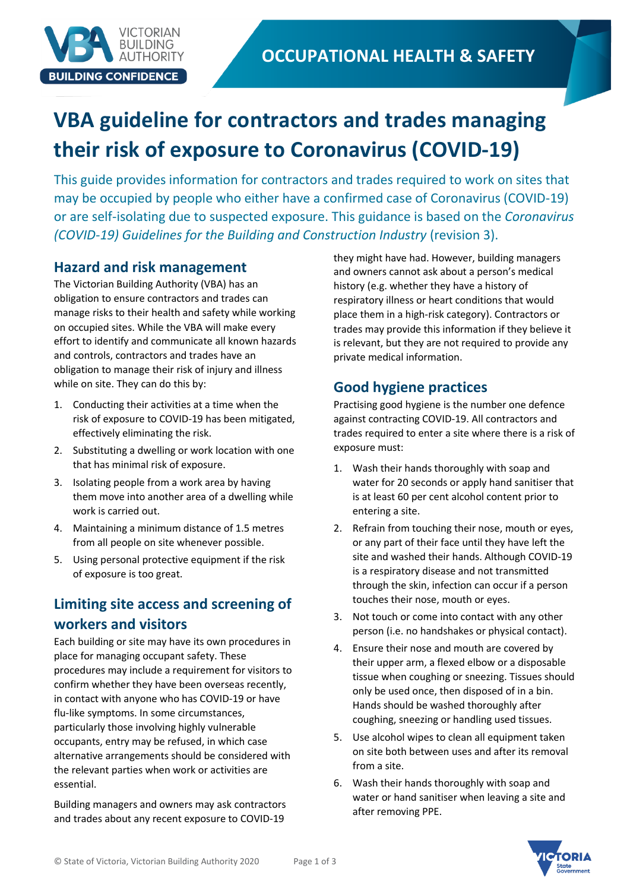# VBA guideline for contractors and trades managing their risk of exposure to Coronavirus (COVID-19)

This guide provides information for contractors and trades required to work on sites that may be occupied by people who either have a confirmed case of Coronavirus (COVID-19) or are self-isolating due to suspected exposure. This guidance is based on the *Coronavirus (COVID-19) Guidelines for the Building and Construction Industry* (revision 3).

## Hazard and risk management

The Victorian Building Authority (VBA) has an obligation to ensure contractors and trades can manage risks to their health and safety while working on occupied sites. While the VBA will make every effort to identify and communicate all known hazards and controls, contractors and trades have an obligation to manage their risk of injury and illness while on site. They can do this by:

1. Conducting their activities at a time when the risk of exposure to COVID-19 has been mitigated, effectively eliminating the risk.
2. Substituting a dwelling or work location with one that has minimal risk of exposure.
3. Isolating people from a work area by having them move into another area of a dwelling while work is carried out.
4. Maintaining a minimum distance of 1.5 metres from all people on site whenever possible.
5. Using personal protective equipment if the risk of exposure is too great.

## Limiting site access and screening of workers and visitors

Each building or site may have its own procedures in place for managing occupant safety. These procedures may include a requirement for visitors to confirm whether they have been overseas recently, in contact with anyone who has COVID-19 or have flu-like symptoms. In some circumstances, particularly those involving highly vulnerable occupants, entry may be refused, in which case alternative arrangements should be considered with the relevant parties when work or activities are essential.

Building managers and owners may ask contractors and trades about any recent exposure to COVID-19 they might have had. However, building managers and owners cannot ask about a person's medical history (e.g. whether they have a history of respiratory illness or heart conditions that would place them in a high-risk category). Contractors or trades may provide this information if they believe it is relevant, but they are not required to provide any private medical information.

## Good hygiene practices

Practising good hygiene is the number one defence against contracting COVID-19. All contractors and trades required to enter a site where there is a risk of exposure must:

1. Wash their hands thoroughly with soap and water for 20 seconds or apply hand sanitiser that is at least 60 per cent alcohol content prior to entering a site.
2. Refrain from touching their nose, mouth or eyes, or any part of their face until they have left the site and washed their hands. Although COVID-19 is a respiratory disease and not transmitted through the skin, infection can occur if a person touches their nose, mouth or eyes.
3. Not touch or come into contact with any other person (i.e. no handshakes or physical contact).
4. Ensure their nose and mouth are covered by their upper arm, a flexed elbow or a disposable tissue when coughing or sneezing. Tissues should only be used once, then disposed of in a bin. Hands should be washed thoroughly after coughing, sneezing or handling used tissues.
5. Use alcohol wipes to clean all equipment taken on site both between uses and after its removal from a site.
6. Wash their hands thoroughly with soap and water or hand sanitiser when leaving a site and after removing PPE.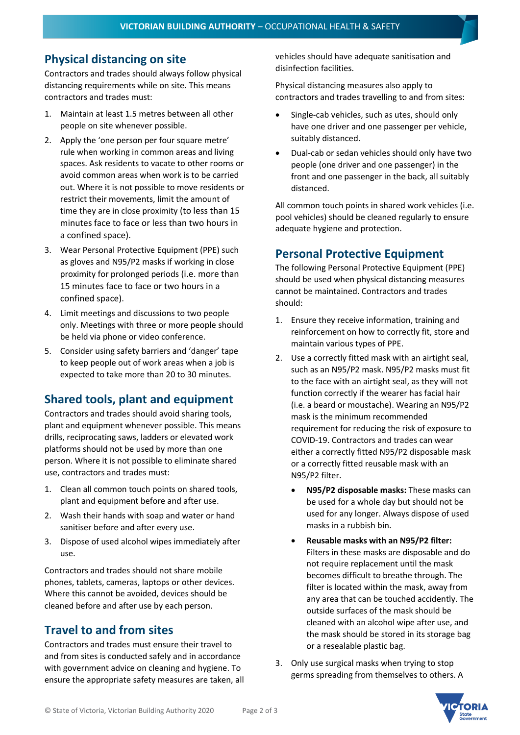## Physical distancing on site

Contractors and trades should always follow physical distancing requirements while on site. This means contractors and trades must:

1. Maintain at least 1.5 metres between all other people on site whenever possible.
2. Apply the 'one person per four square metre' rule when working in common areas and living spaces. Ask residents to vacate to other rooms or avoid common areas when work is to be carried out. Where it is not possible to move residents or restrict their movements, limit the amount of time they are in close proximity (to less than 15 minutes face to face or less than two hours in a confined space).
3. Wear Personal Protective Equipment (PPE) such as gloves and N95/P2 masks if working in close proximity for prolonged periods (i.e. more than 15 minutes face to face or two hours in a confined space).
4. Limit meetings and discussions to two people only. Meetings with three or more people should be held via phone or video conference.
5. Consider using safety barriers and 'danger' tape to keep people out of work areas when a job is expected to take more than 20 to 30 minutes.

## Shared tools, plant and equipment

Contractors and trades should avoid sharing tools, plant and equipment whenever possible. This means drills, reciprocating saws, ladders or elevated work platforms should not be used by more than one person. Where it is not possible to eliminate shared use, contractors and trades must:

1. Clean all common touch points on shared tools, plant and equipment before and after use.
2. Wash their hands with soap and water or hand sanitiser before and after every use.
3. Dispose of used alcohol wipes immediately after use.

Contractors and trades should not share mobile phones, tablets, cameras, laptops or other devices. Where this cannot be avoided, devices should be cleaned before and after use by each person.

## Travel to and from sites

Contractors and trades must ensure their travel to and from sites is conducted safely and in accordance with government advice on cleaning and hygiene. To ensure the appropriate safety measures are taken, all vehicles should have adequate sanitisation and disinfection facilities.

Physical distancing measures also apply to contractors and trades travelling to and from sites:

- Single-cab vehicles, such as utes, should only have one driver and one passenger per vehicle, suitably distanced.
- Dual-cab or sedan vehicles should only have two people (one driver and one passenger) in the front and one passenger in the back, all suitably distanced.

All common touch points in shared work vehicles (i.e. pool vehicles) should be cleaned regularly to ensure adequate hygiene and protection.

## Personal Protective Equipment

The following Personal Protective Equipment (PPE) should be used when physical distancing measures cannot be maintained. Contractors and trades should:

1. Ensure they receive information, training and reinforcement on how to correctly fit, store and maintain various types of PPE.
2. Use a correctly fitted mask with an airtight seal, such as an N95/P2 mask. N95/P2 masks must fit to the face with an airtight seal, as they will not function correctly if the wearer has facial hair (i.e. a beard or moustache). Wearing an N95/P2 mask is the minimum recommended requirement for reducing the risk of exposure to COVID-19. Contractors and trades can wear either a correctly fitted N95/P2 disposable mask or a correctly fitted reusable mask with an N95/P2 filter.
   - **N95/P2 disposable masks:** These masks can be used for a whole day but should not be used for any longer. Always dispose of used masks in a rubbish bin.
   - **Reusable masks with an N95/P2 filter:** Filters in these masks are disposable and do not require replacement until the mask becomes difficult to breathe through. The filter is located within the mask, away from any area that can be touched accidently. The outside surfaces of the mask should be cleaned with an alcohol wipe after use, and the mask should be stored in its storage bag or a resealable plastic bag.
3. Only use surgical masks when trying to stop germs spreading from themselves to others. A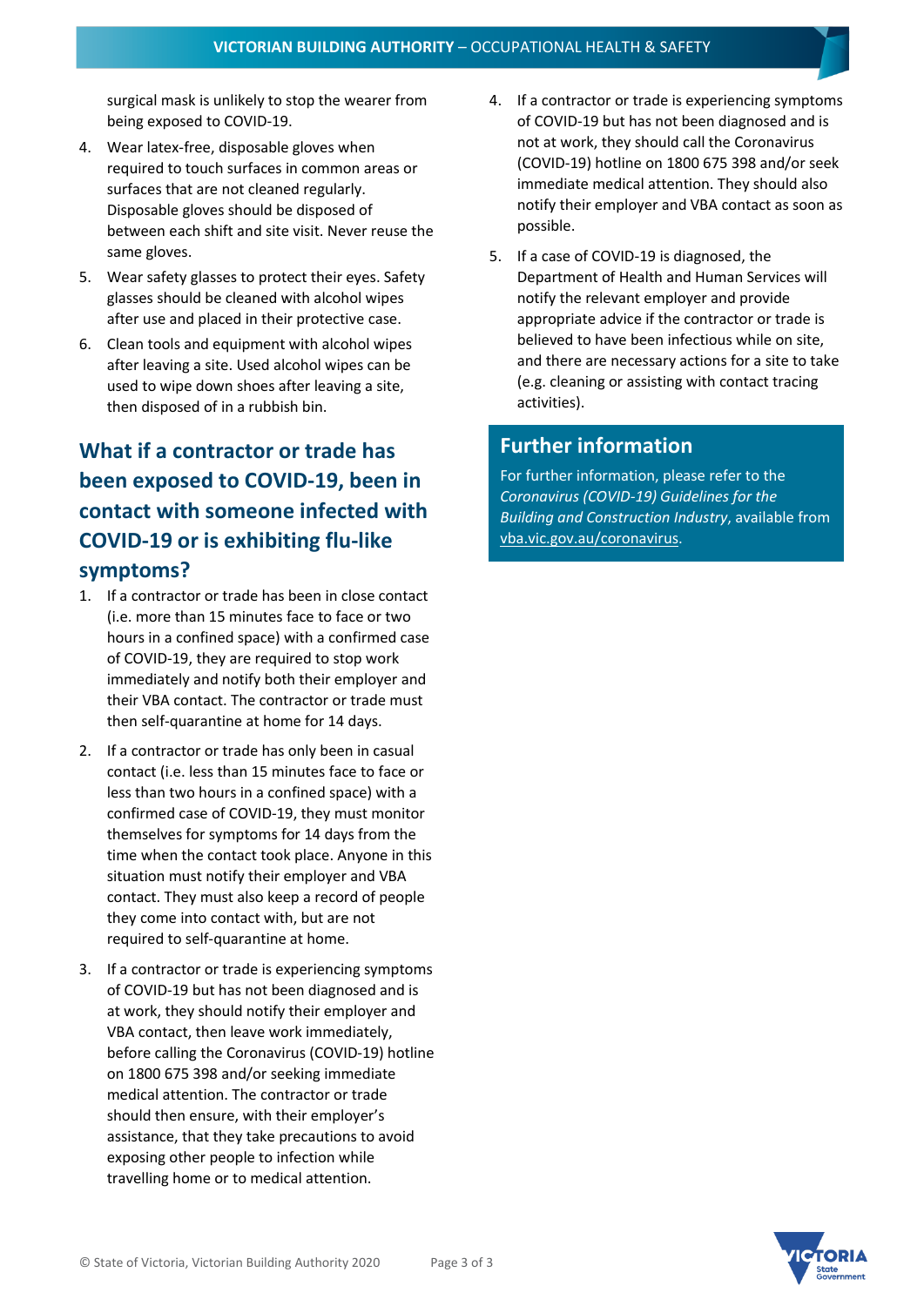surgical mask is unlikely to stop the wearer from being exposed to COVID-19.

4. Wear latex-free, disposable gloves when required to touch surfaces in common areas or surfaces that are not cleaned regularly. Disposable gloves should be disposed of between each shift and site visit. Never reuse the same gloves.
5. Wear safety glasses to protect their eyes. Safety glasses should be cleaned with alcohol wipes after use and placed in their protective case.
6. Clean tools and equipment with alcohol wipes after leaving a site. Used alcohol wipes can be used to wipe down shoes after leaving a site, then disposed of in a rubbish bin.

## What if a contractor or trade has been exposed to COVID-19, been in contact with someone infected with COVID-19 or is exhibiting flu-like symptoms?

1. If a contractor or trade has been in close contact (i.e. more than 15 minutes face to face or two hours in a confined space) with a confirmed case of COVID-19, they are required to stop work immediately and notify both their employer and their VBA contact. The contractor or trade must then self-quarantine at home for 14 days.
2. If a contractor or trade has only been in casual contact (i.e. less than 15 minutes face to face or less than two hours in a confined space) with a confirmed case of COVID-19, they must monitor themselves for symptoms for 14 days from the time when the contact took place. Anyone in this situation must notify their employer and VBA contact. They must also keep a record of people they come into contact with, but are not required to self-quarantine at home.
3. If a contractor or trade is experiencing symptoms of COVID-19 but has not been diagnosed and is at work, they should notify their employer and VBA contact, then leave work immediately, before calling the Coronavirus (COVID-19) hotline on 1800 675 398 and/or seeking immediate medical attention. The contractor or trade should then ensure, with their employer's assistance, that they take precautions to avoid exposing other people to infection while travelling home or to medical attention.
4. If a contractor or trade is experiencing symptoms of COVID-19 but has not been diagnosed and is not at work, they should call the Coronavirus (COVID-19) hotline on 1800 675 398 and/or seek immediate medical attention. They should also notify their employer and VBA contact as soon as possible.
5. If a case of COVID-19 is diagnosed, the Department of Health and Human Services will notify the relevant employer and provide appropriate advice if the contractor or trade is believed to have been infectious while on site, and there are necessary actions for a site to take (e.g. cleaning or assisting with contact tracing activities).

## Further information

For further information, please refer to the *Coronavirus (COVID-19) Guidelines for the Building and Construction Industry*, available from vba.vic.gov.au/coronavirus.